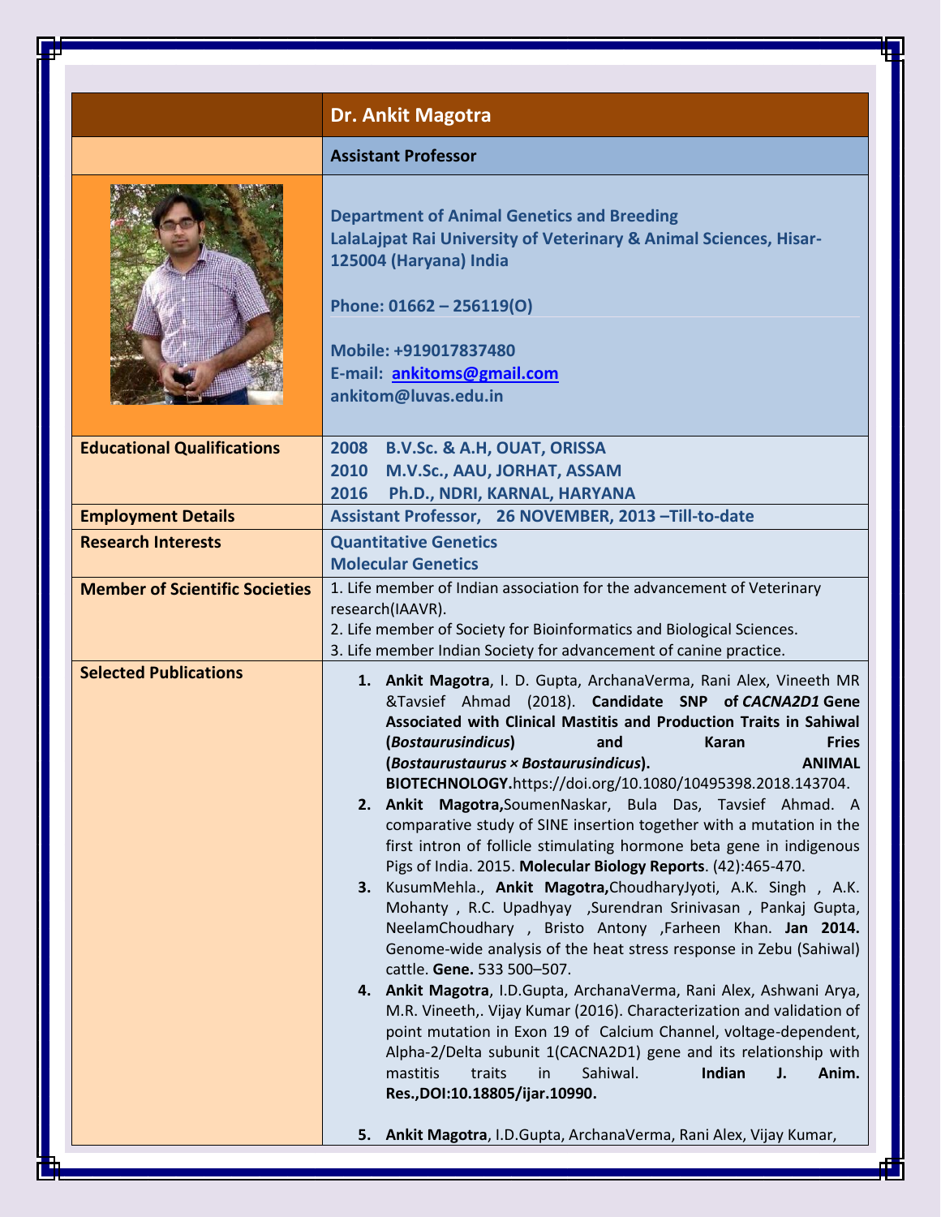| | Dr. Ankit Magotra |
|---|---|
| | **Assistant Professor** |
| | **Department of Animal Genetics and Breeding**<br>**LalaLajpat Rai University of Veterinary & Animal Sciences, Hisar-125004 (Haryana) India**<br><br>**Phone: 01662 – 256119(O)**<br><br>**Mobile: +919017837480**<br>**E-mail: ankitoms@gmail.com**<br>**ankitom@luvas.edu.in** |
| **Educational Qualifications** | **2008 B.V.Sc. & A.H, OUAT, ORISSA**<br>**2010 M.V.Sc., AAU, JORHAT, ASSAM**<br>**2016 Ph.D., NDRI, KARNAL, HARYANA** |
| **Employment Details** | **Assistant Professor, 26 NOVEMBER, 2013 –Till-to-date** |
| **Research Interests** | **Quantitative Genetics**<br>**Molecular Genetics** |
| **Member of Scientific Societies** | 1. Life member of Indian association for the advancement of Veterinary research(IAAVR).<br>2. Life member of Society for Bioinformatics and Biological Sciences.<br>3. Life member Indian Society for advancement of canine practice. |
| **Selected Publications** | 1. **Ankit Magotra**, I. D. Gupta, ArchanaVerma, Rani Alex, Vineeth MR &Tavsief Ahmad (2018). **Candidate SNP of *CACNA2D1* Gene Associated with Clinical Mastitis and Production Traits in Sahiwal (*Bostaurusindicus*) and Karan Fries (*Bostaurustaurus × Bostaurusindicus*). ANIMAL BIOTECHNOLOGY.**https://doi.org/10.1080/10495398.2018.143704.<br>2. **Ankit Magotra,**SoumenNaskar, Bula Das, Tavsief Ahmad. A comparative study of SINE insertion together with a mutation in the first intron of follicle stimulating hormone beta gene in indigenous Pigs of India. 2015. **Molecular Biology Reports**. (42):465-470.<br>3. KusumMehla., **Ankit Magotra,**ChoudharyJyoti, A.K. Singh , A.K. Mohanty , R.C. Upadhyay ,Surendran Srinivasan , Pankaj Gupta, NeelamChoudhary , Bristo Antony ,Farheen Khan. **Jan 2014.** Genome-wide analysis of the heat stress response in Zebu (Sahiwal) cattle. **Gene.** 533 500–507.<br>4. **Ankit Magotra**, I.D.Gupta, ArchanaVerma, Rani Alex, Ashwani Arya, M.R. Vineeth,. Vijay Kumar (2016). Characterization and validation of point mutation in Exon 19 of Calcium Channel, voltage-dependent, Alpha-2/Delta subunit 1(CACNA2D1) gene and its relationship with mastitis traits in Sahiwal. **Indian J. Anim. Res.,DOI:10.18805/ijar.10990.**<br>5. **Ankit Magotra**, I.D.Gupta, ArchanaVerma, Rani Alex, Vijay Kumar, |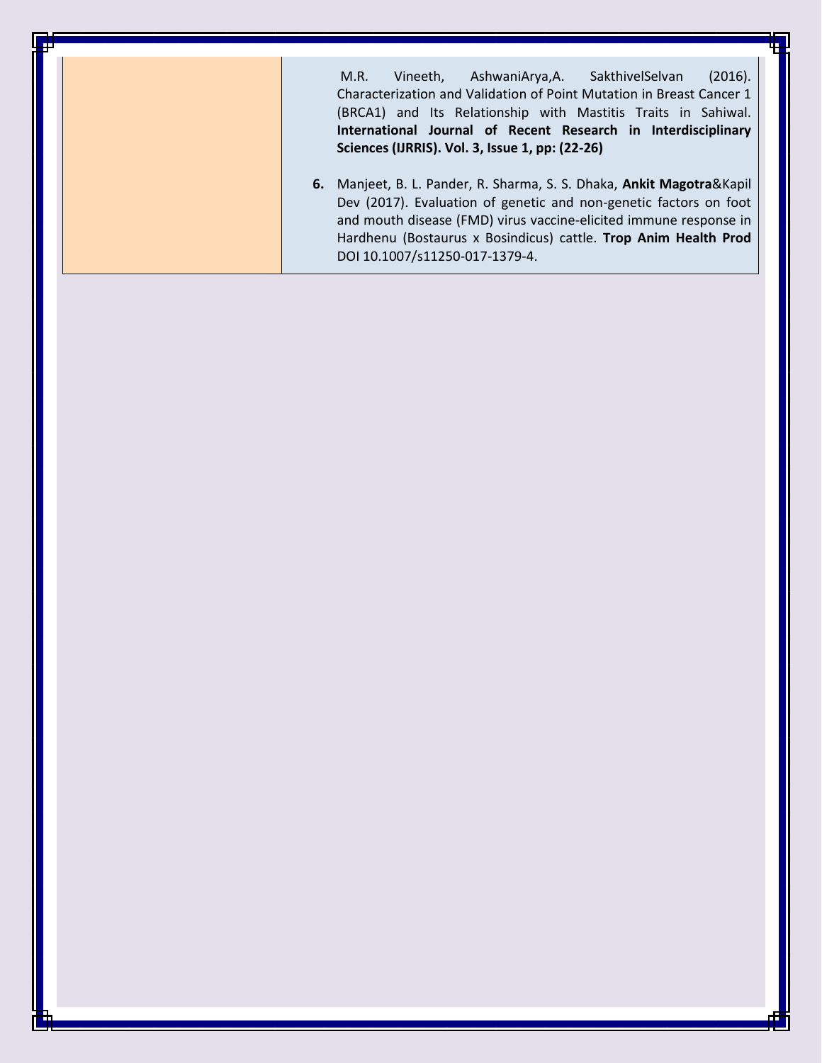| | |
|---|---|
| | M.R. Vineeth, AshwaniArya,A. SakthivelSelvan (2016). Characterization and Validation of Point Mutation in Breast Cancer 1 (BRCA1) and Its Relationship with Mastitis Traits in Sahiwal. **International Journal of Recent Research in Interdisciplinary Sciences (IJRRIS). Vol. 3, Issue 1, pp: (22-26)**<br><br>**6.** Manjeet, B. L. Pander, R. Sharma, S. S. Dhaka, **Ankit Magotra**&Kapil Dev (2017). Evaluation of genetic and non-genetic factors on foot and mouth disease (FMD) virus vaccine-elicited immune response in Hardhenu (Bostaurus x Bosindicus) cattle. **Trop Anim Health Prod** DOI 10.1007/s11250-017-1379-4. |